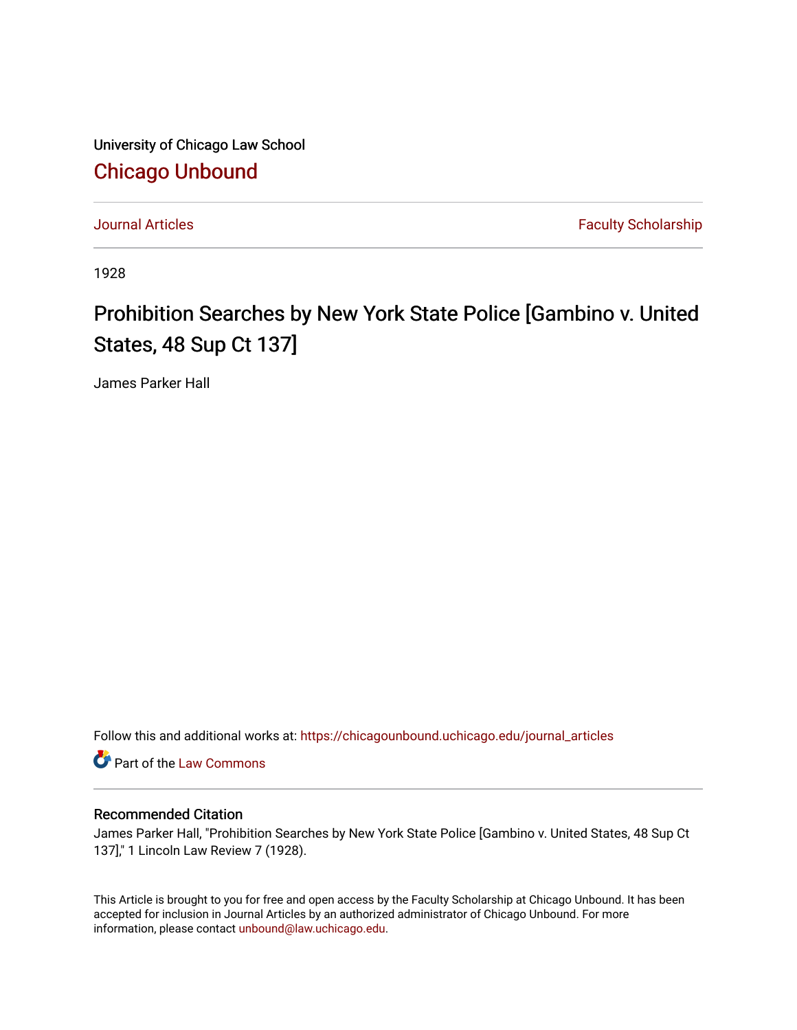University of Chicago Law School

# Chicago Unbound

Journal Articles | Faculty Scholarship

1928

## Prohibition Searches by New York State Police [Gambino v. United States, 48 Sup Ct 137]

James Parker Hall

Follow this and additional works at: https://chicagounbound.uchicago.edu/journal_articles

Part of the Law Commons

### Recommended Citation

James Parker Hall, "Prohibition Searches by New York State Police [Gambino v. United States, 48 Sup Ct 137]," 1 Lincoln Law Review 7 (1928).

This Article is brought to you for free and open access by the Faculty Scholarship at Chicago Unbound. It has been accepted for inclusion in Journal Articles by an authorized administrator of Chicago Unbound. For more information, please contact unbound@law.uchicago.edu.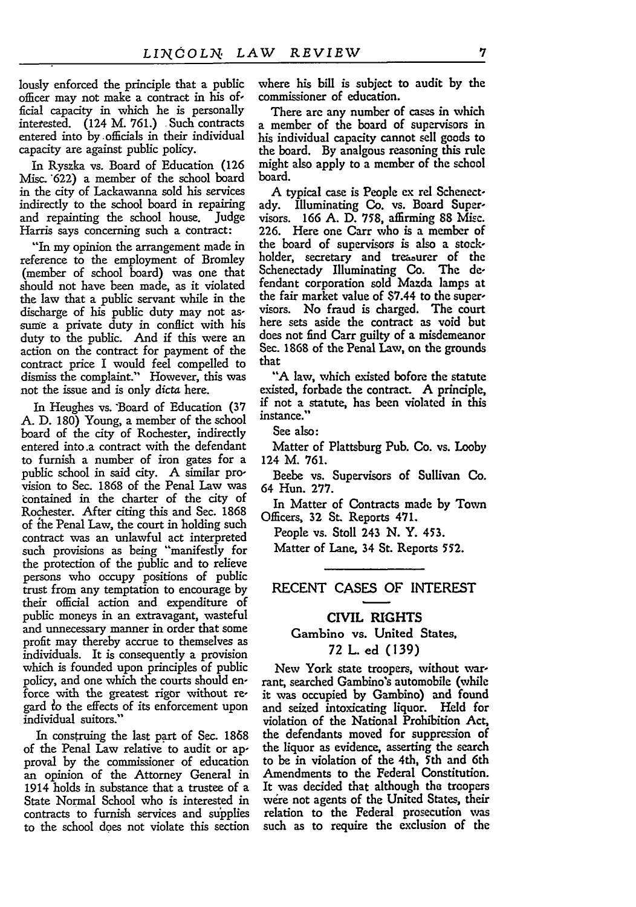lously enforced the principle that a public officer may not make a contract in his official capacity in which he is personally interested. (124 M. 761.) Such contracts entered into by officials in their individual capacity are against public policy.

In Ryszka vs. Board of Education (126 Misc. 622) a member of the school board in the city of Lackawanna sold his services indirectly to the school board in repairing and repainting the school house. Judge Harris says concerning such a contract:

"In my opinion the arrangement made in reference to the employment of Bromley (member of school board) was one that should not have been made, as it violated the law that a public servant while in the discharge of his public duty may not assume a private duty in conflict with his duty to the public. And if this were an action on the contract for payment of the contract price I would feel compelled to dismiss the complaint." However, this was not the issue and is only *dicta* here.

In Heughes vs. Board of Education (37 A. D. 180) Young, a member of the school board of the city of Rochester, indirectly entered into a contract with the defendant to furnish a number of iron gates for a public school in said city. A similar provision to Sec. 1868 of the Penal Law was contained in the charter of the city of Rochester. After citing this and Sec. 1868 of the Penal Law, the court in holding such contract was an unlawful act interpreted such provisions as being "manifestly for the protection of the public and to relieve persons who occupy positions of public trust from any temptation to encourage by their official action and expenditure of public moneys in an extravagant, wasteful and unnecessary manner in order that some profit may thereby accrue to themselves as individuals. It is consequently a provision which is founded upon principles of public policy, and one which the courts should enforce with the greatest rigor without regard to the effects of its enforcement upon individual suitors."

In construing the last part of Sec. 1868 of the Penal Law relative to audit or approval by the commissioner of education an opinion of the Attorney General in 1914 holds in substance that a trustee of a State Normal School who is interested in contracts to furnish services and supplies to the school does not violate this section where his bill is subject to audit by the commissioner of education.

There are any number of cases in which a member of the board of supervisors in his individual capacity cannot sell goods to the board. By analgous reasoning this rule might also apply to a member of the school board.

A typical case is People ex rel Schenectady. Illuminating Co. vs. Board Supervisors. 166 A. D. 758, affirming 88 Misc. 226. Here one Carr who is a member of the board of supervisors is also a stockholder, secretary and treasurer of the Schenectady Illuminating Co. The defendant corporation sold Mazda lamps at the fair market value of $7.44 to the supervisors. No fraud is charged. The court here sets aside the contract as void but does not find Carr guilty of a misdemeanor Sec. 1868 of the Penal Law, on the grounds that

"A law, which existed before the statute existed, forbade the contract. A principle, if not a statute, has been violated in this instance."

See also:

Matter of Plattsburg Pub. Co. vs. Looby 124 M. 761.

Beebe vs. Supervisors of Sullivan Co. 64 Hun. 277.

In Matter of Contracts made by Town Officers, 32 St. Reports 471.

People vs. Stoll 243 N. Y. 453.

Matter of Lane, 34 St. Reports 552.

---

## RECENT CASES OF INTEREST

### CIVIL RIGHTS

**Gambino vs. United States, 72 L. ed (139)**

New York state troopers, without warrant, searched Gambino's automobile (while it was occupied by Gambino) and found and seized intoxicating liquor. Held for violation of the National Prohibition Act, the defendants moved for suppression of the liquor as evidence, asserting the search to be in violation of the 4th, 5th and 6th Amendments to the Federal Constitution. It was decided that although the troopers were not agents of the United States, their relation to the Federal prosecution was such as to require the exclusion of the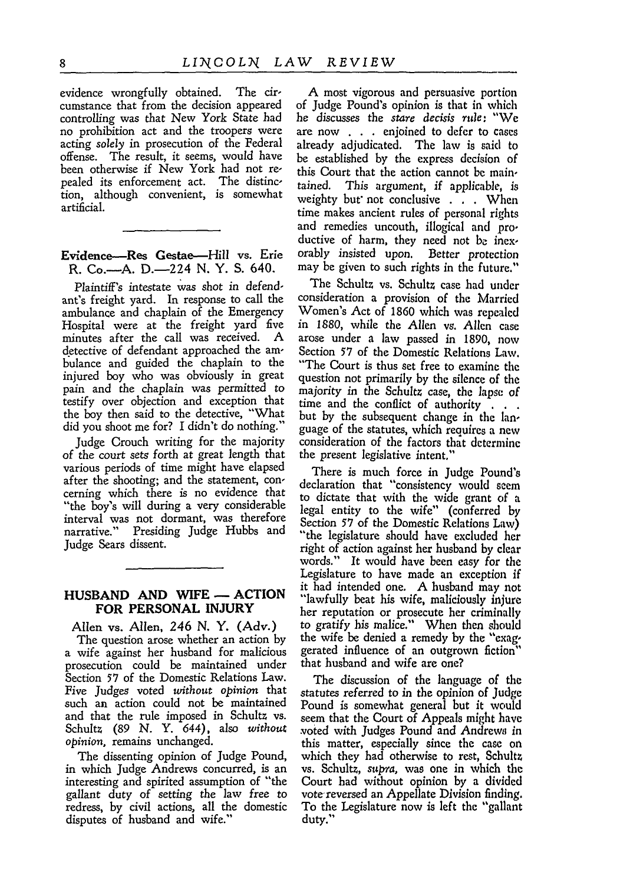evidence wrongfully obtained. The circumstance that from the decision appeared controlling was that New York State had no prohibition act and the troopers were acting *solely* in prosecution of the Federal offense. The result, it seems, would have been otherwise if New York had not repealed its enforcement act. The distinction, although convenient, is somewhat artificial.

**Evidence—Res Gestae—Hill vs. Erie R. Co.—A. D.—224 N. Y. S. 640.**

Plaintiff's intestate was shot in defendant's freight yard. In response to call the ambulance and chaplain of the Emergency Hospital were at the freight yard five minutes after the call was received. A detective of defendant approached the ambulance and guided the chaplain to the injured boy who was obviously in great pain and the chaplain was permitted to testify over objection and exception that the boy then said to the detective, "What did you shoot me for? I didn't do nothing."

Judge Crouch writing for the majority of the court sets forth at great length that various periods of time might have elapsed after the shooting; and the statement, concerning which there is no evidence that "the boy's will during a very considerable interval was not dormant, was therefore narrative." Presiding Judge Hubbs and Judge Sears dissent.

## HUSBAND AND WIFE — ACTION FOR PERSONAL INJURY

Allen vs. Allen, 246 N. Y. (Adv.)

The question arose whether an action by a wife against her husband for malicious prosecution could be maintained under Section 57 of the Domestic Relations Law. Five Judges voted *without opinion* that such an action could not be maintained and that the rule imposed in Schultz vs. Schultz (89 N. Y. 644), also *without opinion*, remains unchanged.

The dissenting opinion of Judge Pound, in which Judge Andrews concurred, is an interesting and spirited assumption of "the gallant duty of setting the law free to redress, by civil actions, all the domestic disputes of husband and wife."

A most vigorous and persuasive portion of Judge Pound's opinion is that in which he discusses the *stare decisis rule*: "We are now . . . enjoined to defer to cases already adjudicated. The law is said to be established by the express decision of this Court that the action cannot be maintained. This argument, if applicable, is weighty but not conclusive . . . When time makes ancient rules of personal rights and remedies uncouth, illogical and productive of harm, they need not be inexorably insisted upon. Better protection may be given to such rights in the future."

The Schultz vs. Schultz case had under consideration a provision of the Married Women's Act of 1860 which was repealed in 1880, while the Allen vs. Allen case arose under a law passed in 1890, now Section 57 of the Domestic Relations Law. "The Court is thus set free to examine the question not primarily by the silence of the majority in the Schultz case, the lapse of time and the conflict of authority . . . but by the subsequent change in the language of the statutes, which requires a new consideration of the factors that determine the present legislative intent."

There is much force in Judge Pound's declaration that "consistency would seem to dictate that with the wide grant of a legal entity to the wife" (conferred by Section 57 of the Domestic Relations Law) "the legislature should have excluded her right of action against her husband by clear words." It would have been easy for the Legislature to have made an exception if it had intended one. A husband may not "lawfully beat his wife, maliciously injure her reputation or prosecute her criminally to gratify his malice." When then should the wife be denied a remedy by the "exaggerated influence of an outgrown fiction" that husband and wife are one?

The discussion of the language of the statutes referred to in the opinion of Judge Pound is somewhat general but it would seem that the Court of Appeals might have voted with Judges Pound and Andrews in this matter, especially since the case on which they had otherwise to rest, Schultz vs. Schultz, *supra*, was one in which the Court had without opinion by a divided vote reversed an Appellate Division finding. To the Legislature now is left the "gallant duty."